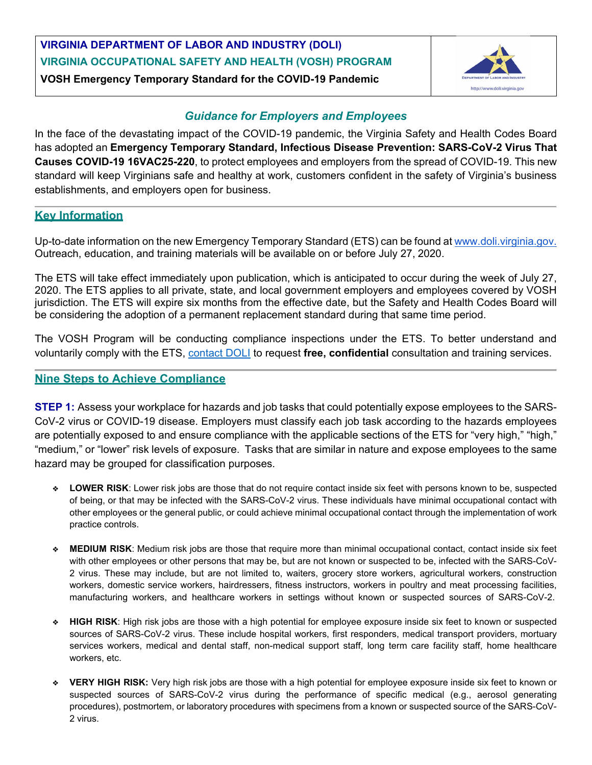**VIRGINIA DEPARTMENT OF LABOR AND INDUSTRY (DOLI)**
**VIRGINIA OCCUPATIONAL SAFETY AND HEALTH (VOSH) PROGRAM**
**VOSH Emergency Temporary Standard for the COVID-19 Pandemic**

## *Guidance for Employers and Employees*

In the face of the devastating impact of the COVID-19 pandemic, the Virginia Safety and Health Codes Board has adopted an **Emergency Temporary Standard, Infectious Disease Prevention: SARS-CoV-2 Virus That Causes COVID-19 16VAC25-220**, to protect employees and employers from the spread of COVID-19. This new standard will keep Virginians safe and healthy at work, customers confident in the safety of Virginia's business establishments, and employers open for business.

## Key Information

Up-to-date information on the new Emergency Temporary Standard (ETS) can be found at www.doli.virginia.gov. Outreach, education, and training materials will be available on or before July 27, 2020.

The ETS will take effect immediately upon publication, which is anticipated to occur during the week of July 27, 2020. The ETS applies to all private, state, and local government employers and employees covered by VOSH jurisdiction. The ETS will expire six months from the effective date, but the Safety and Health Codes Board will be considering the adoption of a permanent replacement standard during that same time period.

The VOSH Program will be conducting compliance inspections under the ETS. To better understand and voluntarily comply with the ETS, contact DOLI to request **free, confidential** consultation and training services.

## Nine Steps to Achieve Compliance

**STEP 1:** Assess your workplace for hazards and job tasks that could potentially expose employees to the SARS-CoV-2 virus or COVID-19 disease. Employers must classify each job task according to the hazards employees are potentially exposed to and ensure compliance with the applicable sections of the ETS for "very high," "high," "medium," or "lower" risk levels of exposure. Tasks that are similar in nature and expose employees to the same hazard may be grouped for classification purposes.

- **LOWER RISK**: Lower risk jobs are those that do not require contact inside six feet with persons known to be, suspected of being, or that may be infected with the SARS-CoV-2 virus. These individuals have minimal occupational contact with other employees or the general public, or could achieve minimal occupational contact through the implementation of work practice controls.

- **MEDIUM RISK**: Medium risk jobs are those that require more than minimal occupational contact, contact inside six feet with other employees or other persons that may be, but are not known or suspected to be, infected with the SARS-CoV-2 virus. These may include, but are not limited to, waiters, grocery store workers, agricultural workers, construction workers, domestic service workers, hairdressers, fitness instructors, workers in poultry and meat processing facilities, manufacturing workers, and healthcare workers in settings without known or suspected sources of SARS-CoV-2.

- **HIGH RISK**: High risk jobs are those with a high potential for employee exposure inside six feet to known or suspected sources of SARS-CoV-2 virus. These include hospital workers, first responders, medical transport providers, mortuary services workers, medical and dental staff, non-medical support staff, long term care facility staff, home healthcare workers, etc.

- **VERY HIGH RISK:** Very high risk jobs are those with a high potential for employee exposure inside six feet to known or suspected sources of SARS-CoV-2 virus during the performance of specific medical (e.g., aerosol generating procedures), postmortem, or laboratory procedures with specimens from a known or suspected source of the SARS-CoV-2 virus.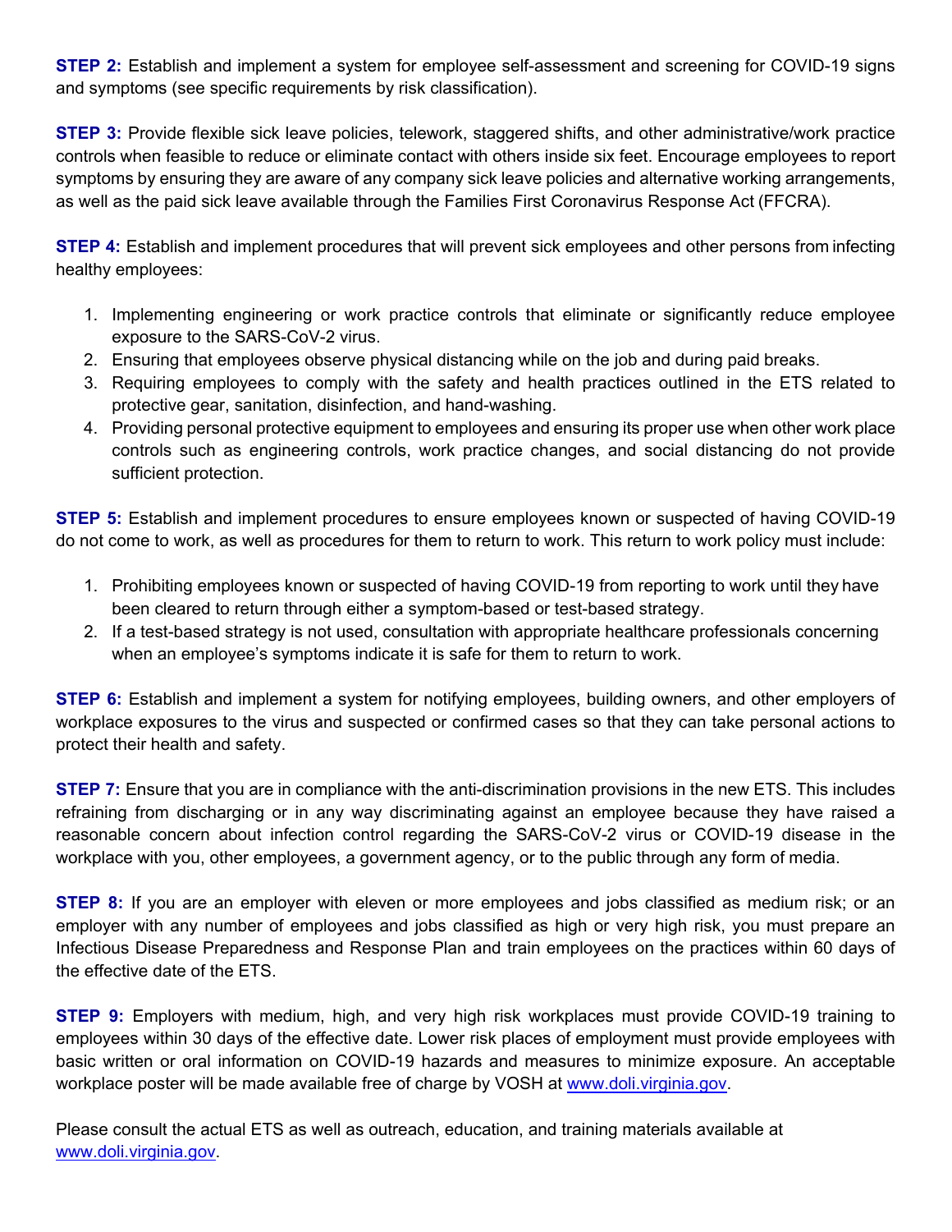**STEP 2:** Establish and implement a system for employee self-assessment and screening for COVID-19 signs and symptoms (see specific requirements by risk classification).

**STEP 3:** Provide flexible sick leave policies, telework, staggered shifts, and other administrative/work practice controls when feasible to reduce or eliminate contact with others inside six feet. Encourage employees to report symptoms by ensuring they are aware of any company sick leave policies and alternative working arrangements, as well as the paid sick leave available through the Families First Coronavirus Response Act (FFCRA).

**STEP 4:** Establish and implement procedures that will prevent sick employees and other persons from infecting healthy employees:

1. Implementing engineering or work practice controls that eliminate or significantly reduce employee exposure to the SARS-CoV-2 virus.
2. Ensuring that employees observe physical distancing while on the job and during paid breaks.
3. Requiring employees to comply with the safety and health practices outlined in the ETS related to protective gear, sanitation, disinfection, and hand-washing.
4. Providing personal protective equipment to employees and ensuring its proper use when other work place controls such as engineering controls, work practice changes, and social distancing do not provide sufficient protection.

**STEP 5:** Establish and implement procedures to ensure employees known or suspected of having COVID-19 do not come to work, as well as procedures for them to return to work. This return to work policy must include:

1. Prohibiting employees known or suspected of having COVID-19 from reporting to work until they have been cleared to return through either a symptom-based or test-based strategy.
2. If a test-based strategy is not used, consultation with appropriate healthcare professionals concerning when an employee's symptoms indicate it is safe for them to return to work.

**STEP 6:** Establish and implement a system for notifying employees, building owners, and other employers of workplace exposures to the virus and suspected or confirmed cases so that they can take personal actions to protect their health and safety.

**STEP 7:** Ensure that you are in compliance with the anti-discrimination provisions in the new ETS. This includes refraining from discharging or in any way discriminating against an employee because they have raised a reasonable concern about infection control regarding the SARS-CoV-2 virus or COVID-19 disease in the workplace with you, other employees, a government agency, or to the public through any form of media.

**STEP 8:** If you are an employer with eleven or more employees and jobs classified as medium risk; or an employer with any number of employees and jobs classified as high or very high risk, you must prepare an Infectious Disease Preparedness and Response Plan and train employees on the practices within 60 days of the effective date of the ETS.

**STEP 9:** Employers with medium, high, and very high risk workplaces must provide COVID-19 training to employees within 30 days of the effective date. Lower risk places of employment must provide employees with basic written or oral information on COVID-19 hazards and measures to minimize exposure. An acceptable workplace poster will be made available free of charge by VOSH at www.doli.virginia.gov.

Please consult the actual ETS as well as outreach, education, and training materials available at www.doli.virginia.gov.